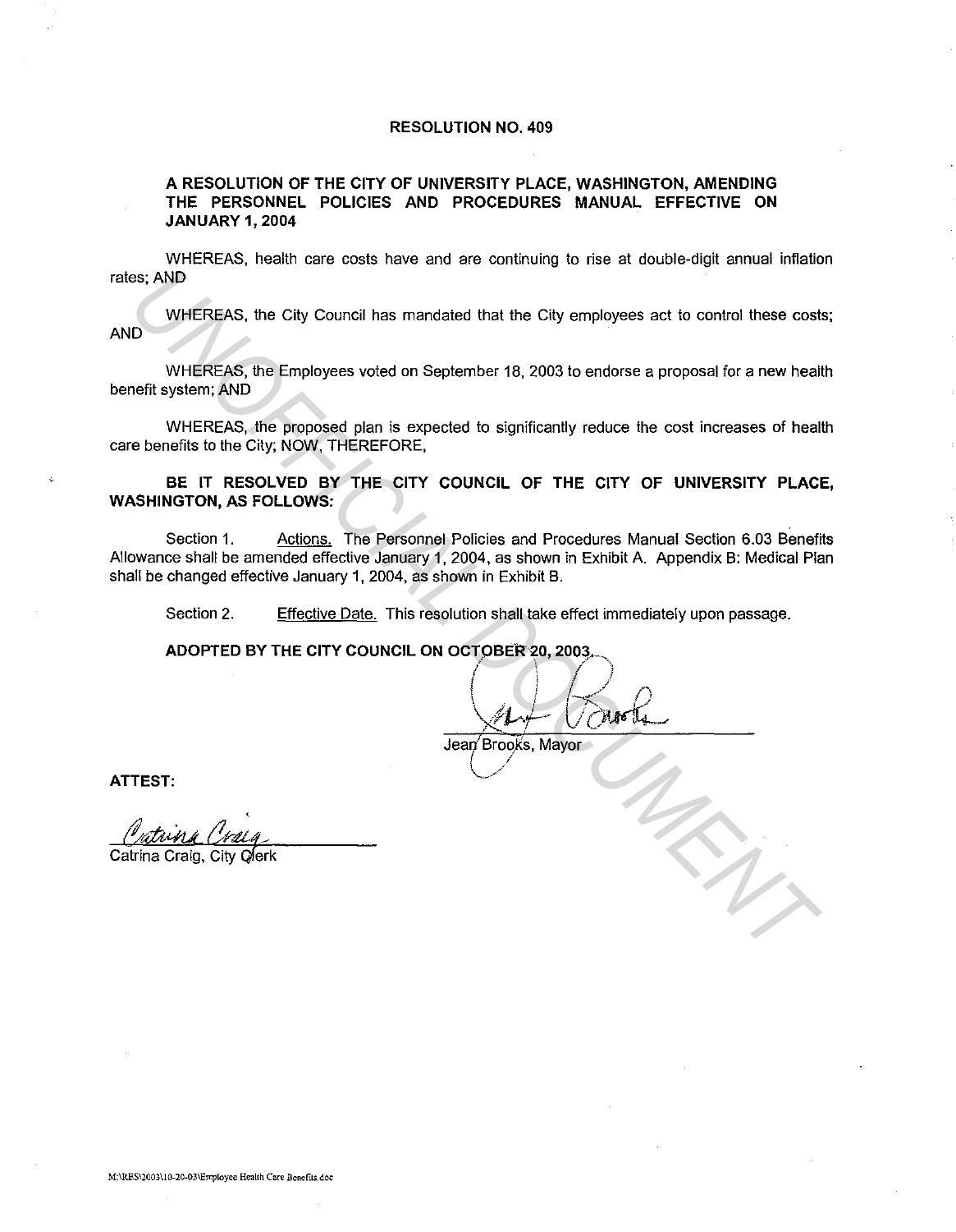# RESOLUTION NO. 409

## A RESOLUTION OF THE CITY OF UNIVERSITY PLACE, WASHINGTON, AMENDING THE PERSONNEL POLICIES AND PROCEDURES MANUAL EFFECTIVE ON JANUARY 1, 2004

WHEREAS, health care costs have and are continuing to rise at double-digit annual inflation rates; AND

WHEREAS, the City Council has mandated that the City employees act to control these costs; AND

WHEREAS, the Employees voted on September 18, 2003 to endorse a proposal for a new health benefit system; AND

WHEREAS, the proposed plan is expected to significantly reduce the cost increases of health care benefits to the City; NOW, THEREFORE,

**BE IT RESOLVED BY THE CITY COUNCIL OF THE CITY OF UNIVERSITY PLACE, WASHINGTON, AS FOLLOWS:**

Section 1. Actions. The Personnel Policies and Procedures Manual Section 6.03 Benefits Allowance shall be amended effective January 1, 2004, as shown in Exhibit A. Appendix B: Medical Plan shall be changed effective January 1, 2004, as shown in Exhibit B.

Section 2. Effective Date. This resolution shall take effect immediately upon passage.

**ADOPTED BY THE CITY COUNCIL ON OCTOBER 20, 2003.**

Jean Brooks, Mayor

**ATTEST:**

Catrina Craig, City Clerk

M:\RES\2003\10-20-03\Employee Health Care Benefits.doc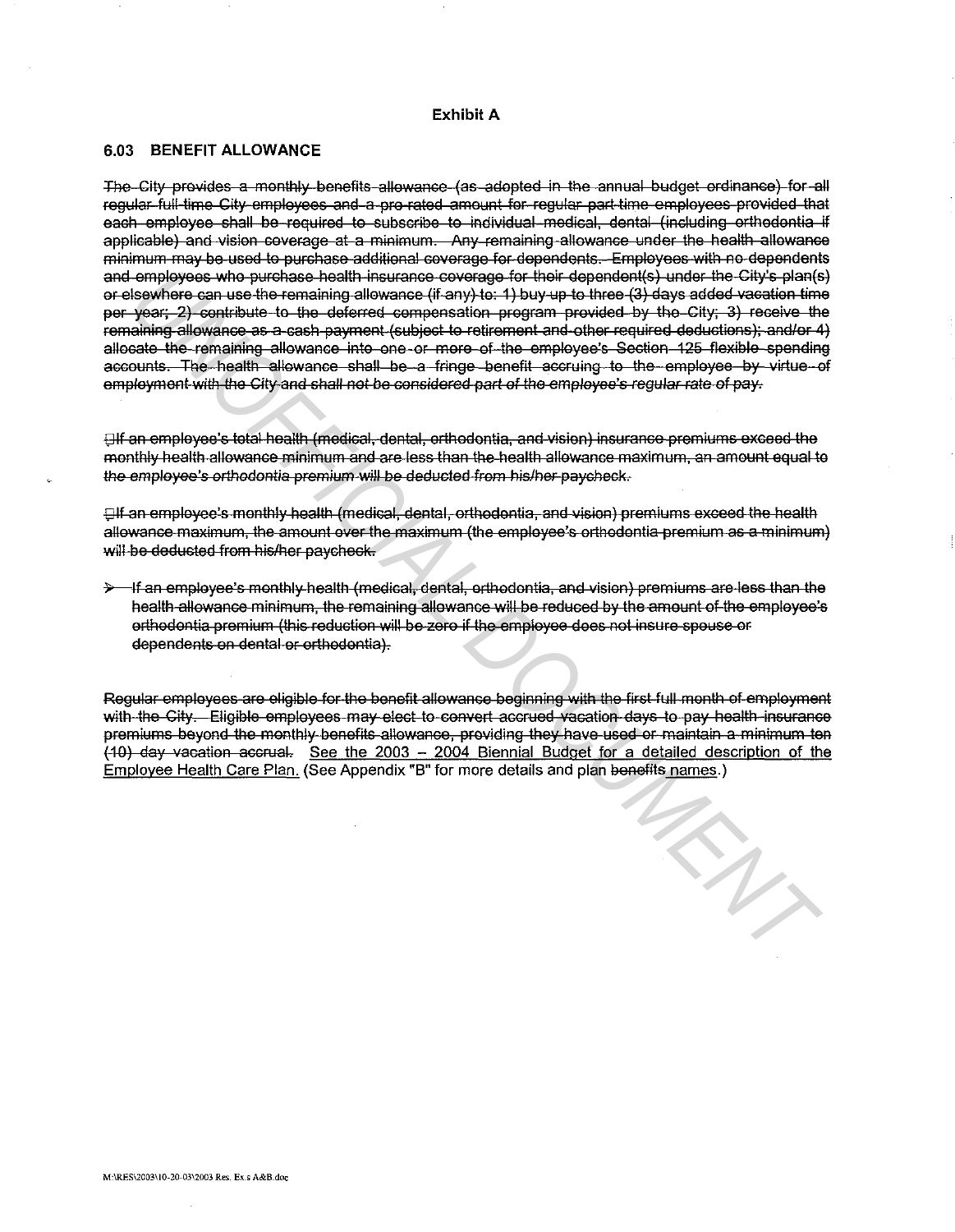**Exhibit A**

## 6.03 BENEFIT ALLOWANCE

~~The City provides a monthly benefits allowance (as adopted in the annual budget ordinance) for all regular full-time City employees and a pro-rated amount for regular part-time employees provided that each employee shall be required to subscribe to individual medical, dental (including orthodontia if applicable) and vision coverage at a minimum. Any remaining allowance under the health allowance minimum may be used to purchase additional coverage for dependents. Employees with no dependents and employees who purchase health insurance coverage for their dependent(s) under the City's plan(s) or elsewhere can use the remaining allowance (if any) to: 1) buy up to three (3) days added vacation time per year; 2) contribute to the deferred compensation program provided by the City; 3) receive the remaining allowance as a cash payment (subject to retirement and other required deductions); and/or 4) allocate the remaining allowance into one or more of the employee's Section 125 flexible spending accounts. The health allowance shall be a fringe benefit accruing to the employee by virtue of employment with the City and shall not be considered part of the employee's regular rate of pay.~~

- ~~If an employee's total health (medical, dental, orthodontia, and vision) insurance premiums exceed the monthly health allowance minimum and are less than the health allowance maximum, an amount equal to the employee's orthodontia premium will be deducted from his/her paycheck.~~

- ~~If an employee's monthly health (medical, dental, orthodontia, and vision) premiums exceed the health allowance maximum, the amount over the maximum (the employee's orthodontia premium as a minimum) will be deducted from his/her paycheck.~~

- ~~If an employee's monthly health (medical, dental, orthodontia, and vision) premiums are less than the health allowance minimum, the remaining allowance will be reduced by the amount of the employee's orthodontia premium (this reduction will be zero if the employee does not insure spouse or dependents on dental or orthodontia).~~

~~Regular employees are eligible for the benefit allowance beginning with the first full month of employment with the City. Eligible employees may elect to convert accrued vacation days to pay health insurance premiums beyond the monthly benefits allowance, providing they have used or maintain a minimum ten (10) day vacation accrual.~~ <u>See the 2003 – 2004 Biennial Budget for a detailed description of the Employee Health Care Plan.</u> (See Appendix "B" for more details and plan ~~benefits~~ <u>names</u>.)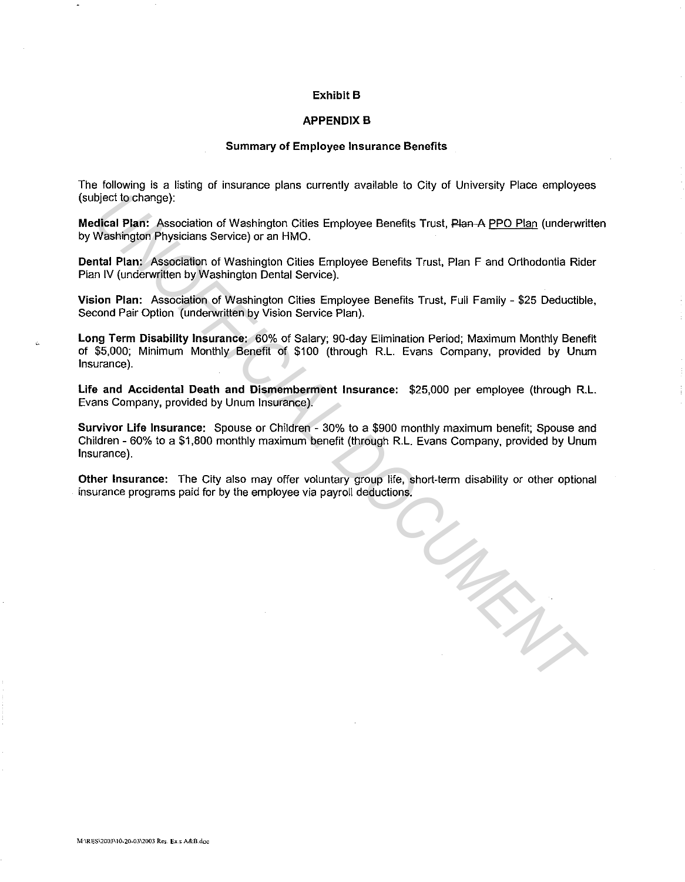**Exhibit B**

**APPENDIX B**

**Summary of Employee Insurance Benefits**

The following is a listing of insurance plans currently available to City of University Place employees (subject to change):

**Medical Plan:** Association of Washington Cities Employee Benefits Trust, ~~Plan A~~ PPO Plan (underwritten by Washington Physicians Service) or an HMO.

**Dental Plan:** Association of Washington Cities Employee Benefits Trust, Plan F and Orthodontia Rider Plan IV (underwritten by Washington Dental Service).

**Vision Plan:** Association of Washington Cities Employee Benefits Trust, Full Family - $25 Deductible, Second Pair Option (underwritten by Vision Service Plan).

**Long Term Disability Insurance:** 60% of Salary; 90-day Elimination Period; Maximum Monthly Benefit of $5,000; Minimum Monthly Benefit of $100 (through R.L. Evans Company, provided by Unum Insurance).

**Life and Accidental Death and Dismemberment Insurance:** $25,000 per employee (through R.L. Evans Company, provided by Unum Insurance).

**Survivor Life Insurance:** Spouse or Children - 30% to a $900 monthly maximum benefit; Spouse and Children - 60% to a $1,800 monthly maximum benefit (through R.L. Evans Company, provided by Unum Insurance).

**Other Insurance:** The City also may offer voluntary group life, short-term disability or other optional insurance programs paid for by the employee via payroll deductions.

M:\RES\2003\10-20-03\2003 Res. Ex.s A&B.doc